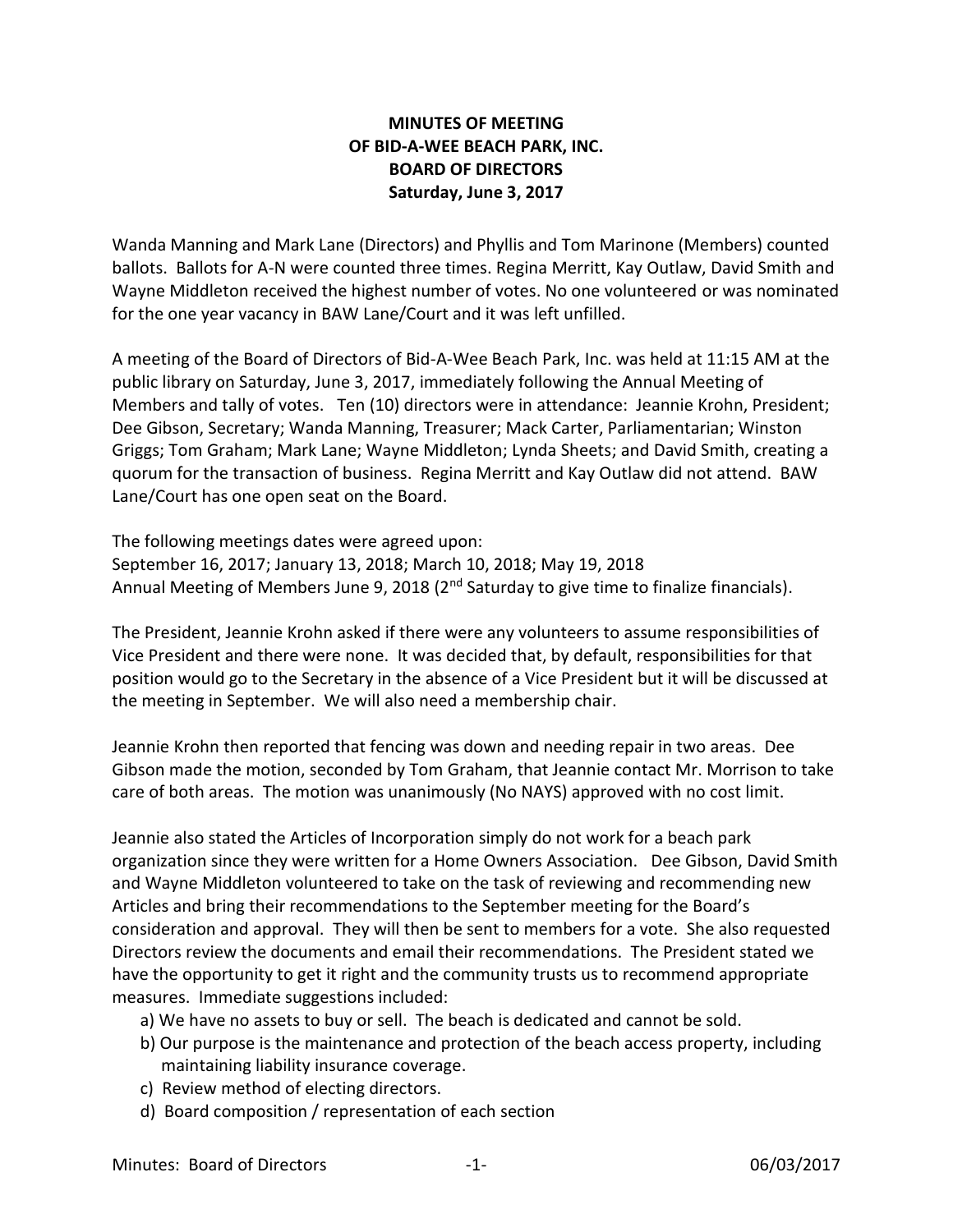**MINUTES OF MEETING**
**OF BID-A-WEE BEACH PARK, INC.**
**BOARD OF DIRECTORS**
**Saturday, June 3, 2017**

Wanda Manning and Mark Lane (Directors) and Phyllis and Tom Marinone (Members) counted ballots. Ballots for A-N were counted three times. Regina Merritt, Kay Outlaw, David Smith and Wayne Middleton received the highest number of votes. No one volunteered or was nominated for the one year vacancy in BAW Lane/Court and it was left unfilled.

A meeting of the Board of Directors of Bid-A-Wee Beach Park, Inc. was held at 11:15 AM at the public library on Saturday, June 3, 2017, immediately following the Annual Meeting of Members and tally of votes. Ten (10) directors were in attendance: Jeannie Krohn, President; Dee Gibson, Secretary; Wanda Manning, Treasurer; Mack Carter, Parliamentarian; Winston Griggs; Tom Graham; Mark Lane; Wayne Middleton; Lynda Sheets; and David Smith, creating a quorum for the transaction of business. Regina Merritt and Kay Outlaw did not attend. BAW Lane/Court has one open seat on the Board.

The following meetings dates were agreed upon:
September 16, 2017; January 13, 2018; March 10, 2018; May 19, 2018
Annual Meeting of Members June 9, 2018 (2nd Saturday to give time to finalize financials).

The President, Jeannie Krohn asked if there were any volunteers to assume responsibilities of Vice President and there were none. It was decided that, by default, responsibilities for that position would go to the Secretary in the absence of a Vice President but it will be discussed at the meeting in September. We will also need a membership chair.

Jeannie Krohn then reported that fencing was down and needing repair in two areas. Dee Gibson made the motion, seconded by Tom Graham, that Jeannie contact Mr. Morrison to take care of both areas. The motion was unanimously (No NAYS) approved with no cost limit.

Jeannie also stated the Articles of Incorporation simply do not work for a beach park organization since they were written for a Home Owners Association. Dee Gibson, David Smith and Wayne Middleton volunteered to take on the task of reviewing and recommending new Articles and bring their recommendations to the September meeting for the Board's consideration and approval. They will then be sent to members for a vote. She also requested Directors review the documents and email their recommendations. The President stated we have the opportunity to get it right and the community trusts us to recommend appropriate measures. Immediate suggestions included:

a) We have no assets to buy or sell. The beach is dedicated and cannot be sold.
b) Our purpose is the maintenance and protection of the beach access property, including maintaining liability insurance coverage.
c) Review method of electing directors.
d) Board composition / representation of each section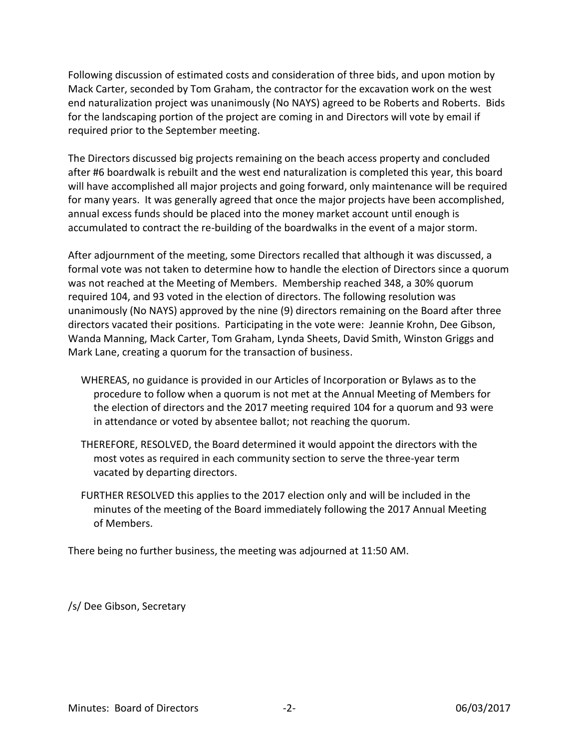Following discussion of estimated costs and consideration of three bids, and upon motion by Mack Carter, seconded by Tom Graham, the contractor for the excavation work on the west end naturalization project was unanimously (No NAYS) agreed to be Roberts and Roberts. Bids for the landscaping portion of the project are coming in and Directors will vote by email if required prior to the September meeting.

The Directors discussed big projects remaining on the beach access property and concluded after #6 boardwalk is rebuilt and the west end naturalization is completed this year, this board will have accomplished all major projects and going forward, only maintenance will be required for many years. It was generally agreed that once the major projects have been accomplished, annual excess funds should be placed into the money market account until enough is accumulated to contract the re-building of the boardwalks in the event of a major storm.

After adjournment of the meeting, some Directors recalled that although it was discussed, a formal vote was not taken to determine how to handle the election of Directors since a quorum was not reached at the Meeting of Members. Membership reached 348, a 30% quorum required 104, and 93 voted in the election of directors. The following resolution was unanimously (No NAYS) approved by the nine (9) directors remaining on the Board after three directors vacated their positions. Participating in the vote were: Jeannie Krohn, Dee Gibson, Wanda Manning, Mack Carter, Tom Graham, Lynda Sheets, David Smith, Winston Griggs and Mark Lane, creating a quorum for the transaction of business.

WHEREAS, no guidance is provided in our Articles of Incorporation or Bylaws as to the procedure to follow when a quorum is not met at the Annual Meeting of Members for the election of directors and the 2017 meeting required 104 for a quorum and 93 were in attendance or voted by absentee ballot; not reaching the quorum.

THEREFORE, RESOLVED, the Board determined it would appoint the directors with the most votes as required in each community section to serve the three-year term vacated by departing directors.

FURTHER RESOLVED this applies to the 2017 election only and will be included in the minutes of the meeting of the Board immediately following the 2017 Annual Meeting of Members.

There being no further business, the meeting was adjourned at 11:50 AM.

/s/ Dee Gibson, Secretary